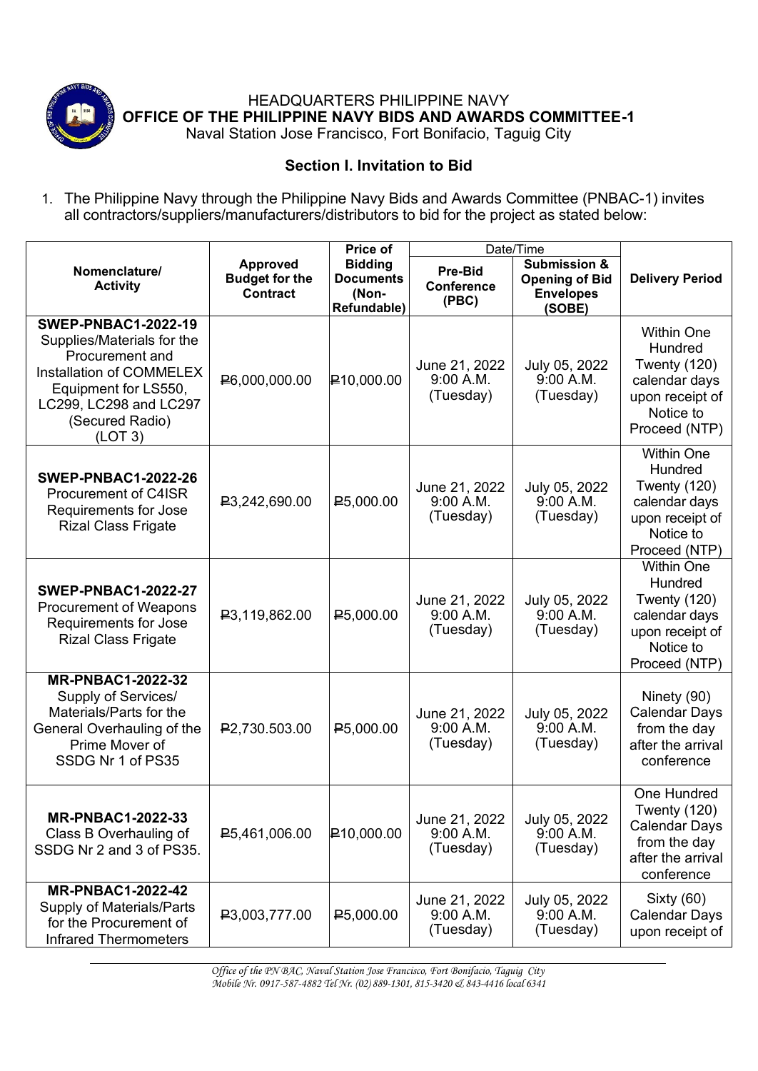HEADQUARTERS PHILIPPINE NAVY
**OFFICE OF THE PHILIPPINE NAVY BIDS AND AWARDS COMMITTEE-1**
Naval Station Jose Francisco, Fort Bonifacio, Taguig City

## Section I. Invitation to Bid

1. The Philippine Navy through the Philippine Navy Bids and Awards Committee (PNBAC-1) invites all contractors/suppliers/manufacturers/distributors to bid for the project as stated below:

| Nomenclature/ Activity | Approved Budget for the Contract | Price of Bidding Documents (Non-Refundable) | Date/Time | | Delivery Period |
|---|---|---|---|---|---|
| | | | Pre-Bid Conference (PBC) | Submission & Opening of Bid Envelopes (SOBE) | |
| **SWEP-PNBAC1-2022-19** Supplies/Materials for the Procurement and Installation of COMMELEX Equipment for LS550, LC299, LC298 and LC297 (Secured Radio) (LOT 3) | ₱6,000,000.00 | ₱10,000.00 | June 21, 2022 9:00 A.M. (Tuesday) | July 05, 2022 9:00 A.M. (Tuesday) | Within One Hundred Twenty (120) calendar days upon receipt of Notice to Proceed (NTP) |
| **SWEP-PNBAC1-2022-26** Procurement of C4ISR Requirements for Jose Rizal Class Frigate | ₱3,242,690.00 | ₱5,000.00 | June 21, 2022 9:00 A.M. (Tuesday) | July 05, 2022 9:00 A.M. (Tuesday) | Within One Hundred Twenty (120) calendar days upon receipt of Notice to Proceed (NTP) |
| **SWEP-PNBAC1-2022-27** Procurement of Weapons Requirements for Jose Rizal Class Frigate | ₱3,119,862.00 | ₱5,000.00 | June 21, 2022 9:00 A.M. (Tuesday) | July 05, 2022 9:00 A.M. (Tuesday) | Within One Hundred Twenty (120) calendar days upon receipt of Notice to Proceed (NTP) |
| **MR-PNBAC1-2022-32** Supply of Services/ Materials/Parts for the General Overhauling of the Prime Mover of SSDG Nr 1 of PS35 | ₱2,730.503.00 | ₱5,000.00 | June 21, 2022 9:00 A.M. (Tuesday) | July 05, 2022 9:00 A.M. (Tuesday) | Ninety (90) Calendar Days from the day after the arrival conference |
| **MR-PNBAC1-2022-33** Class B Overhauling of SSDG Nr 2 and 3 of PS35. | ₱5,461,006.00 | ₱10,000.00 | June 21, 2022 9:00 A.M. (Tuesday) | July 05, 2022 9:00 A.M. (Tuesday) | One Hundred Twenty (120) Calendar Days from the day after the arrival conference |
| **MR-PNBAC1-2022-42** Supply of Materials/Parts for the Procurement of Infrared Thermometers | ₱3,003,777.00 | ₱5,000.00 | June 21, 2022 9:00 A.M. (Tuesday) | July 05, 2022 9:00 A.M. (Tuesday) | Sixty (60) Calendar Days upon receipt of |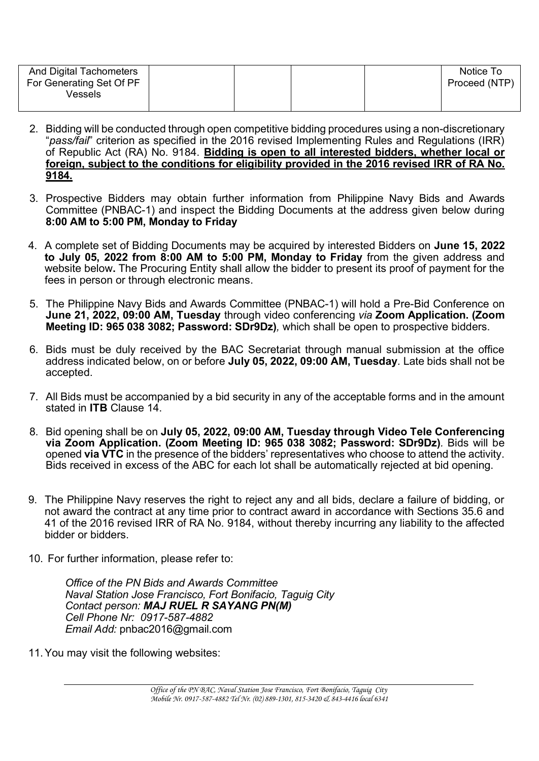| And Digital Tachometers For Generating Set Of PF Vessels | | | | Notice To Proceed (NTP) |
|---|---|---|---|---|

2. Bidding will be conducted through open competitive bidding procedures using a non-discretionary "*pass/fail*" criterion as specified in the 2016 revised Implementing Rules and Regulations (IRR) of Republic Act (RA) No. 9184. **Bidding is open to all interested bidders, whether local or foreign, subject to the conditions for eligibility provided in the 2016 revised IRR of RA No. 9184.**

3. Prospective Bidders may obtain further information from Philippine Navy Bids and Awards Committee (PNBAC-1) and inspect the Bidding Documents at the address given below during **8:00 AM to 5:00 PM, Monday to Friday**

4. A complete set of Bidding Documents may be acquired by interested Bidders on **June 15, 2022 to July 05, 2022 from 8:00 AM to 5:00 PM, Monday to Friday** from the given address and website below**.** The Procuring Entity shall allow the bidder to present its proof of payment for the fees in person or through electronic means.

5. The Philippine Navy Bids and Awards Committee (PNBAC-1) will hold a Pre-Bid Conference on **June 21, 2022, 09:00 AM, Tuesday** through video conferencing *via* **Zoom Application. (Zoom Meeting ID: 965 038 3082; Password: SDr9Dz)***,* which shall be open to prospective bidders.

6. Bids must be duly received by the BAC Secretariat through manual submission at the office address indicated below, on or before **July 05, 2022, 09:00 AM, Tuesday***.* Late bids shall not be accepted.

7. All Bids must be accompanied by a bid security in any of the acceptable forms and in the amount stated in **ITB** Clause 14.

8. Bid opening shall be on **July 05, 2022, 09:00 AM, Tuesday through Video Tele Conferencing via Zoom Application. (Zoom Meeting ID: 965 038 3082; Password: SDr9Dz)***.* Bids will be opened **via VTC** in the presence of the bidders' representatives who choose to attend the activity. Bids received in excess of the ABC for each lot shall be automatically rejected at bid opening.

9. The Philippine Navy reserves the right to reject any and all bids, declare a failure of bidding, or not award the contract at any time prior to contract award in accordance with Sections 35.6 and 41 of the 2016 revised IRR of RA No. 9184, without thereby incurring any liability to the affected bidder or bidders.

10. For further information, please refer to:

    *Office of the PN Bids and Awards Committee*
    *Naval Station Jose Francisco, Fort Bonifacio, Taguig City*
    *Contact person:* ***MAJ RUEL R SAYANG PN(M)***
    *Cell Phone Nr: 0917-587-4882*
    *Email Add:* pnbac2016@gmail.com

11. You may visit the following websites: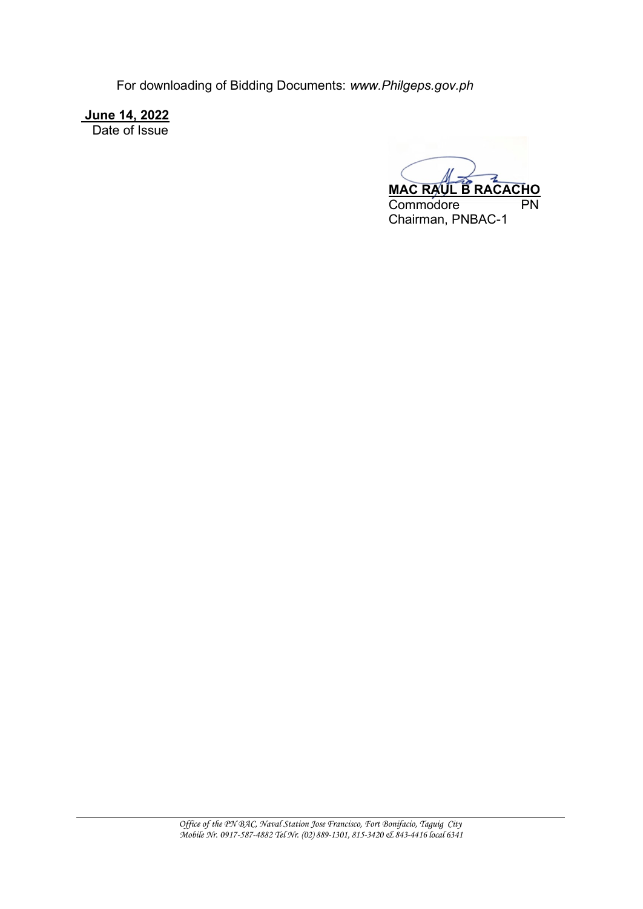For downloading of Bidding Documents: *www.Philgeps.gov.ph*

**June 14, 2022**
Date of Issue

**MAC RAUL B RACACHO**
Commodore PN
Chairman, PNBAC-1

*Office of the PN BAC, Naval Station Jose Francisco, Fort Bonifacio, Taguig City*
*Mobile Nr. 0917-587-4882 Tel Nr. (02) 889-1301, 815-3420 & 843-4416 local 6341*